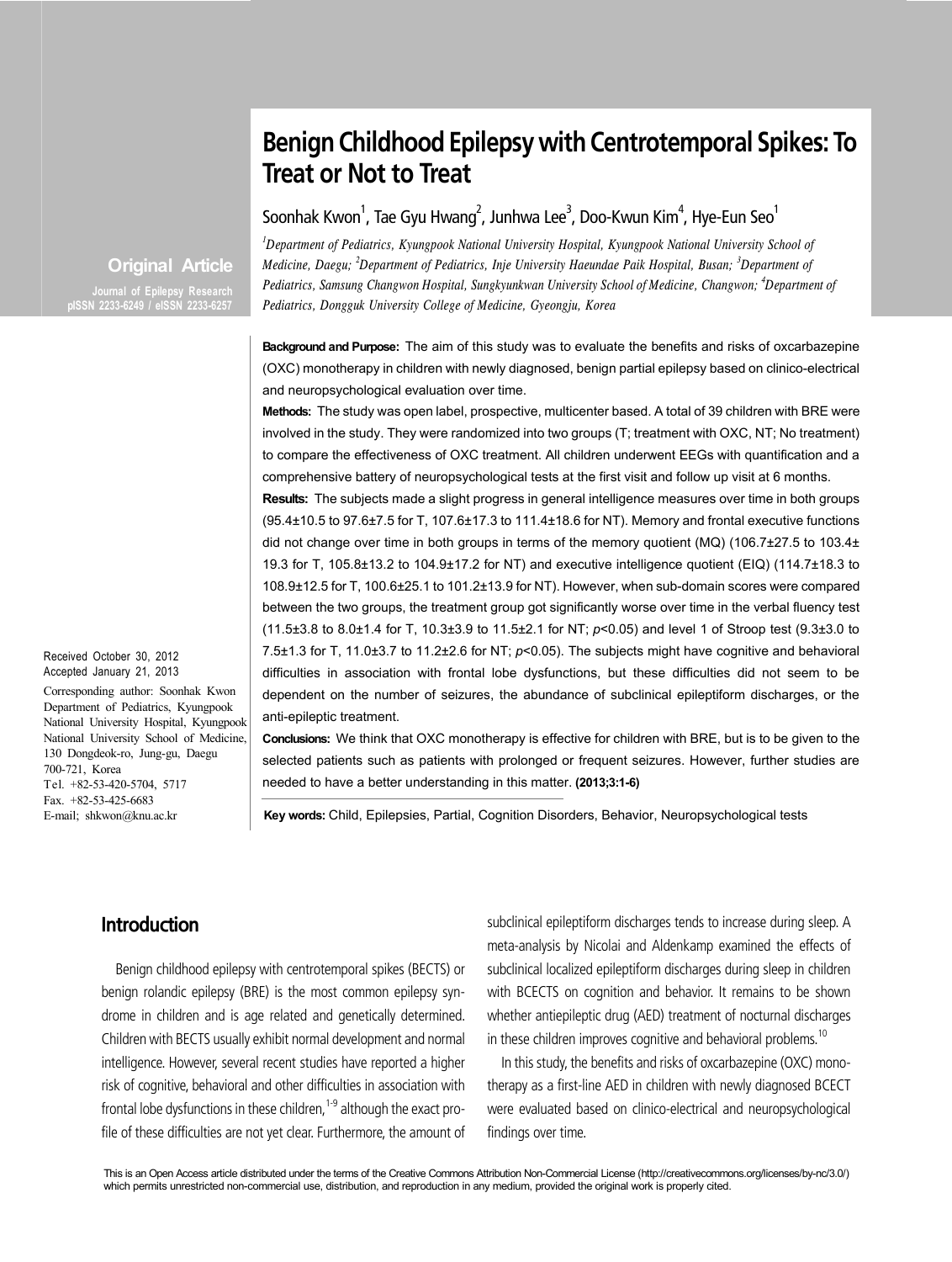# Benign Childhood Epilepsy with Centrotemporal Spikes: To Treat or Not to Treat

Soonhak Kwon[1], Tae Gyu Hwang[2], Junhwa Lee[3], Doo-Kwun Kim[4], Hye-Eun Seo[1]

*[1]Department of Pediatrics, Kyungpook National University Hospital, Kyungpook National University School of Medicine, Daegu; [2]Department of Pediatrics, Inje University Haeundae Paik Hospital, Busan; [3]Department of Pediatrics, Samsung Changwon Hospital, Sungkyunkwan University School of Medicine, Changwon; [4]Department of Pediatrics, Dongguk University College of Medicine, Gyeongju, Korea*

**Original Article**

Journal of Epilepsy Research
pISSN 2233-6249 / eISSN 2233-6257

Received October 30, 2012
Accepted January 21, 2013

Corresponding author: Soonhak Kwon
Department of Pediatrics, Kyungpook National University Hospital, Kyungpook National University School of Medicine, 130 Dongdeok-ro, Jung-gu, Daegu 700-721, Korea
Tel. +82-53-420-5704, 5717
Fax. +82-53-425-6683
E-mail; shkwon@knu.ac.kr

**Background and Purpose:** The aim of this study was to evaluate the benefits and risks of oxcarbazepine (OXC) monotherapy in children with newly diagnosed, benign partial epilepsy based on clinico-electrical and neuropsychological evaluation over time.

**Methods:** The study was open label, prospective, multicenter based. A total of 39 children with BRE were involved in the study. They were randomized into two groups (T; treatment with OXC, NT; No treatment) to compare the effectiveness of OXC treatment. All children underwent EEGs with quantification and a comprehensive battery of neuropsychological tests at the first visit and follow up visit at 6 months.

**Results:** The subjects made a slight progress in general intelligence measures over time in both groups (95.4±10.5 to 97.6±7.5 for T, 107.6±17.3 to 111.4±18.6 for NT). Memory and frontal executive functions did not change over time in both groups in terms of the memory quotient (MQ) (106.7±27.5 to 103.4±19.3 for T, 105.8±13.2 to 104.9±17.2 for NT) and executive intelligence quotient (EIQ) (114.7±18.3 to 108.9±12.5 for T, 100.6±25.1 to 101.2±13.9 for NT). However, when sub-domain scores were compared between the two groups, the treatment group got significantly worse over time in the verbal fluency test (11.5±3.8 to 8.0±1.4 for T, 10.3±3.9 to 11.5±2.1 for NT; $p<0.05$) and level 1 of Stroop test (9.3±3.0 to 7.5±1.3 for T, 11.0±3.7 to 11.2±2.6 for NT; $p<0.05$). The subjects might have cognitive and behavioral difficulties in association with frontal lobe dysfunctions, but these difficulties did not seem to be dependent on the number of seizures, the abundance of subclinical epileptiform discharges, or the anti-epileptic treatment.

**Conclusions:** We think that OXC monotherapy is effective for children with BRE, but is to be given to the selected patients such as patients with prolonged or frequent seizures. However, further studies are needed to have a better understanding in this matter. **(2013;3:1-6)**

**Key words:** Child, Epilepsies, Partial, Cognition Disorders, Behavior, Neuropsychological tests

## Introduction

Benign childhood epilepsy with centrotemporal spikes (BECTS) or benign rolandic epilepsy (BRE) is the most common epilepsy syndrome in children and is age related and genetically determined. Children with BECTS usually exhibit normal development and normal intelligence. However, several recent studies have reported a higher risk of cognitive, behavioral and other difficulties in association with frontal lobe dysfunctions in these children,[1-9] although the exact profile of these difficulties are not yet clear. Furthermore, the amount of subclinical epileptiform discharges tends to increase during sleep. A meta-analysis by Nicolai and Aldenkamp examined the effects of subclinical localized epileptiform discharges during sleep in children with BCECTS on cognition and behavior. It remains to be shown whether antiepileptic drug (AED) treatment of nocturnal discharges in these children improves cognitive and behavioral problems.[10]

In this study, the benefits and risks of oxcarbazepine (OXC) monotherapy as a first-line AED in children with newly diagnosed BCECT were evaluated based on clinico-electrical and neuropsychological findings over time.

This is an Open Access article distributed under the terms of the Creative Commons Attribution Non-Commercial License (http://creativecommons.org/licenses/by-nc/3.0/) which permits unrestricted non-commercial use, distribution, and reproduction in any medium, provided the original work is properly cited.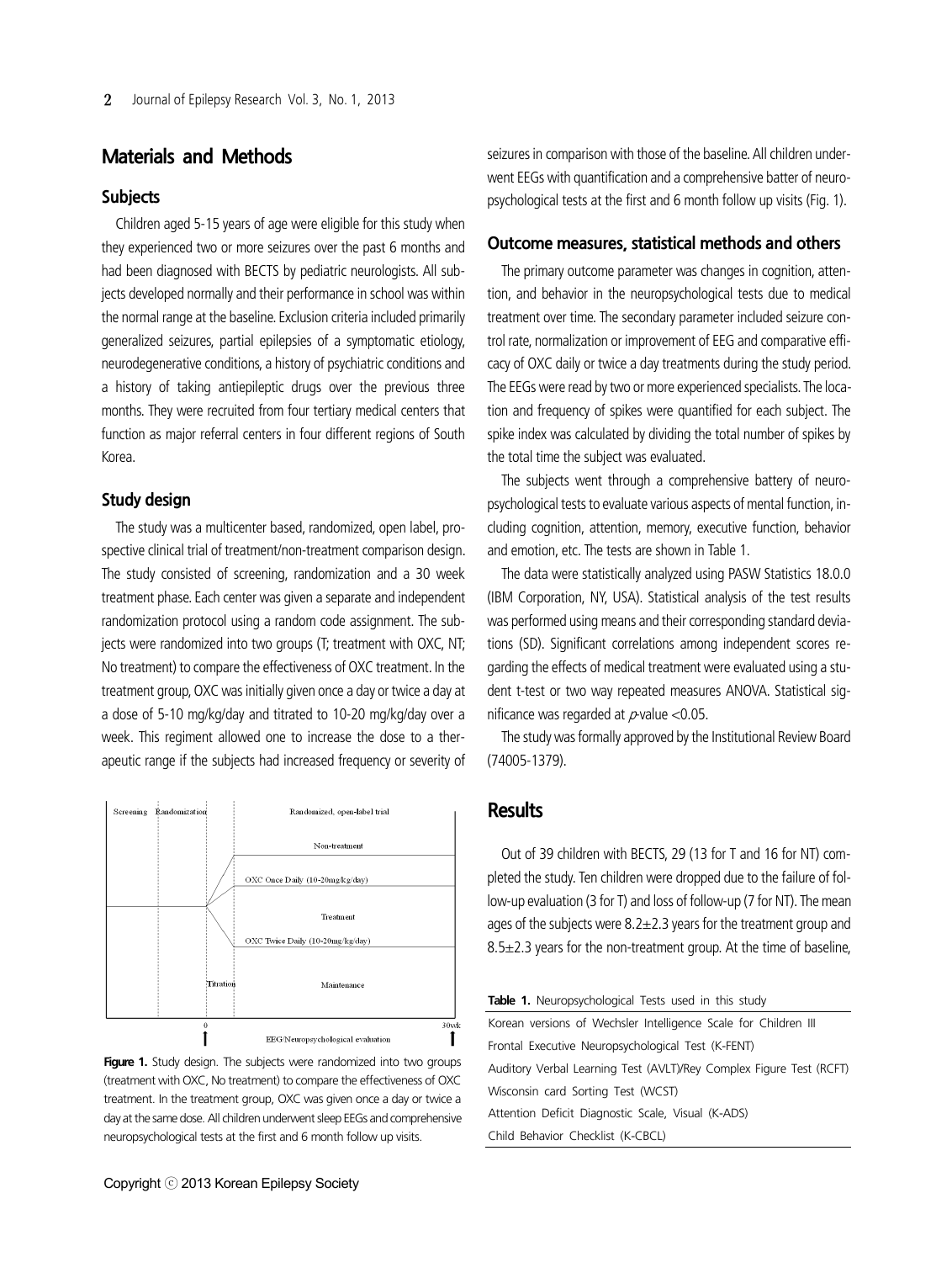## Materials and Methods

### Subjects

Children aged 5-15 years of age were eligible for this study when they experienced two or more seizures over the past 6 months and had been diagnosed with BECTS by pediatric neurologists. All subjects developed normally and their performance in school was within the normal range at the baseline. Exclusion criteria included primarily generalized seizures, partial epilepsies of a symptomatic etiology, neurodegenerative conditions, a history of psychiatric conditions and a history of taking antiepileptic drugs over the previous three months. They were recruited from four tertiary medical centers that function as major referral centers in four different regions of South Korea.

### Study design

The study was a multicenter based, randomized, open label, prospective clinical trial of treatment/non-treatment comparison design. The study consisted of screening, randomization and a 30 week treatment phase. Each center was given a separate and independent randomization protocol using a random code assignment. The subjects were randomized into two groups (T; treatment with OXC, NT; No treatment) to compare the effectiveness of OXC treatment. In the treatment group, OXC was initially given once a day or twice a day at a dose of 5-10 mg/kg/day and titrated to 10-20 mg/kg/day over a week. This regiment allowed one to increase the dose to a therapeutic range if the subjects had increased frequency or severity of seizures in comparison with those of the baseline. All children underwent EEGs with quantification and a comprehensive batter of neuropsychological tests at the first and 6 month follow up visits (Fig. 1).

**Figure 1.** Study design. The subjects were randomized into two groups (treatment with OXC, No treatment) to compare the effectiveness of OXC treatment. In the treatment group, OXC was given once a day or twice a day at the same dose. All children underwent sleep EEGs and comprehensive neuropsychological tests at the first and 6 month follow up visits.

### Outcome measures, statistical methods and others

The primary outcome parameter was changes in cognition, attention, and behavior in the neuropsychological tests due to medical treatment over time. The secondary parameter included seizure control rate, normalization or improvement of EEG and comparative efficacy of OXC daily or twice a day treatments during the study period. The EEGs were read by two or more experienced specialists. The location and frequency of spikes were quantified for each subject. The spike index was calculated by dividing the total number of spikes by the total time the subject was evaluated.

The subjects went through a comprehensive battery of neuropsychological tests to evaluate various aspects of mental function, including cognition, attention, memory, executive function, behavior and emotion, etc. The tests are shown in Table 1.

The data were statistically analyzed using PASW Statistics 18.0.0 (IBM Corporation, NY, USA). Statistical analysis of the test results was performed using means and their corresponding standard deviations (SD). Significant correlations among independent scores regarding the effects of medical treatment were evaluated using a student t-test or two way repeated measures ANOVA. Statistical significance was regarded at $p$-value <0.05.

The study was formally approved by the Institutional Review Board (74005-1379).

## Results

Out of 39 children with BECTS, 29 (13 for T and 16 for NT) completed the study. Ten children were dropped due to the failure of follow-up evaluation (3 for T) and loss of follow-up (7 for NT). The mean ages of the subjects were 8.2±2.3 years for the treatment group and 8.5±2.3 years for the non-treatment group. At the time of baseline,

**Table 1.** Neuropsychological Tests used in this study

| |
|---|
| Korean versions of Wechsler Intelligence Scale for Children III |
| Frontal Executive Neuropsychological Test (K-FENT) |
| Auditory Verbal Learning Test (AVLT)/Rey Complex Figure Test (RCFT) |
| Wisconsin card Sorting Test (WCST) |
| Attention Deficit Diagnostic Scale, Visual (K-ADS) |
| Child Behavior Checklist (K-CBCL) |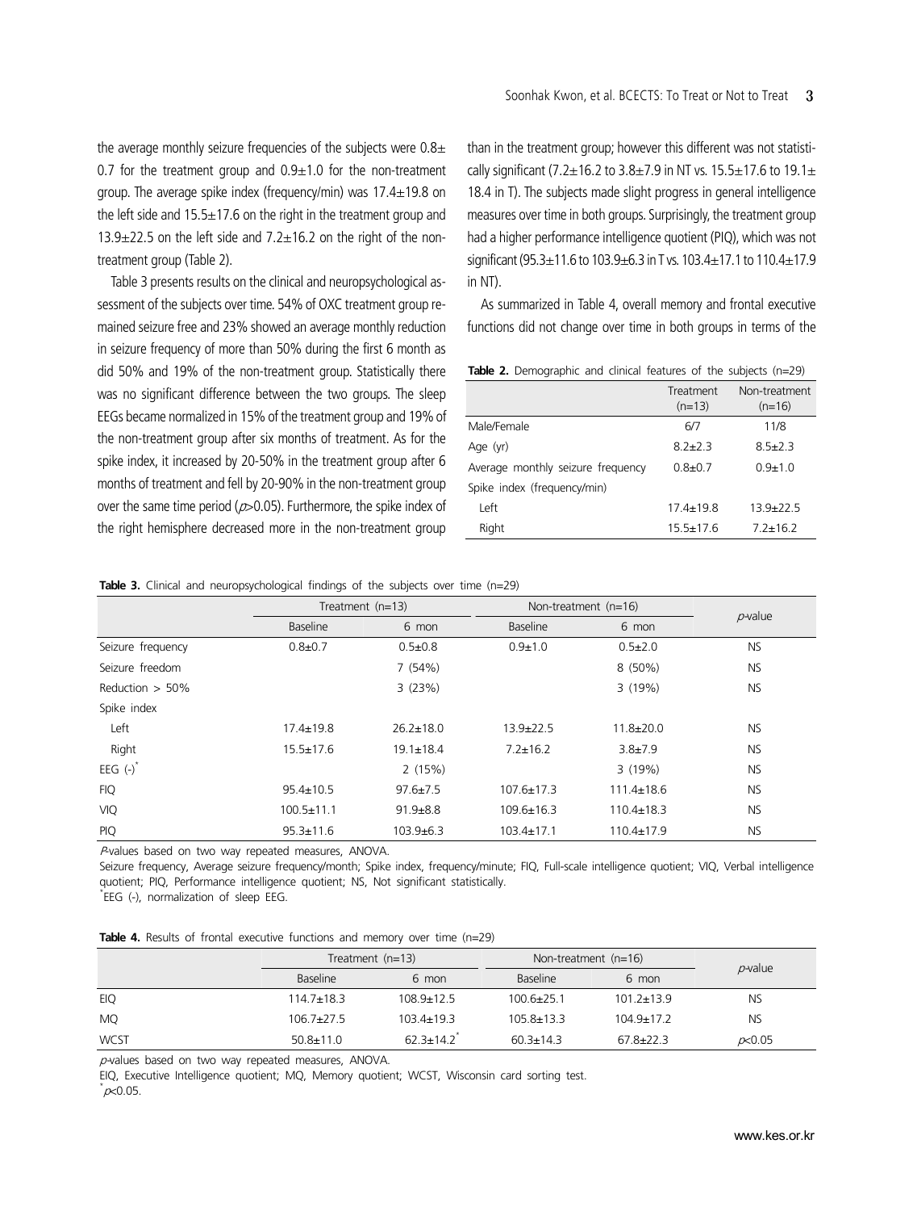the average monthly seizure frequencies of the subjects were 0.8±0.7 for the treatment group and 0.9±1.0 for the non-treatment group. The average spike index (frequency/min) was 17.4±19.8 on the left side and 15.5±17.6 on the right in the treatment group and 13.9±22.5 on the left side and 7.2±16.2 on the right of the non-treatment group (Table 2).

Table 3 presents results on the clinical and neuropsychological assessment of the subjects over time. 54% of OXC treatment group remained seizure free and 23% showed an average monthly reduction in seizure frequency of more than 50% during the first 6 month as did 50% and 19% of the non-treatment group. Statistically there was no significant difference between the two groups. The sleep EEGs became normalized in 15% of the treatment group and 19% of the non-treatment group after six months of treatment. As for the spike index, it increased by 20-50% in the treatment group after 6 months of treatment and fell by 20-90% in the non-treatment group over the same time period ($p$>0.05). Furthermore, the spike index of the right hemisphere decreased more in the non-treatment group than in the treatment group; however this different was not statistically significant (7.2±16.2 to 3.8±7.9 in NT vs. 15.5±17.6 to 19.1±18.4 in T). The subjects made slight progress in general intelligence measures over time in both groups. Surprisingly, the treatment group had a higher performance intelligence quotient (PIQ), which was not significant (95.3±11.6 to 103.9±6.3 in T vs. 103.4±17.1 to 110.4±17.9 in NT).

As summarized in Table 4, overall memory and frontal executive functions did not change over time in both groups in terms of the

**Table 2.** Demographic and clinical features of the subjects (n=29)

| | Treatment (n=13) | Non-treatment (n=16) |
|---|---|---|
| Male/Female | 6/7 | 11/8 |
| Age (yr) | 8.2±2.3 | 8.5±2.3 |
| Average monthly seizure frequency | 0.8±0.7 | 0.9±1.0 |
| Spike index (frequency/min) | | |
| Left | 17.4±19.8 | 13.9±22.5 |
| Right | 15.5±17.6 | 7.2±16.2 |

**Table 3.** Clinical and neuropsychological findings of the subjects over time (n=29)

| | Treatment (n=13) | | Non-treatment (n=16) | | $p$-value |
|---|---|---|---|---|---|
| | Baseline | 6 mon | Baseline | 6 mon | |
| Seizure frequency | 0.8±0.7 | 0.5±0.8 | 0.9±1.0 | 0.5±2.0 | NS |
| Seizure freedom | | 7 (54%) | | 8 (50%) | NS |
| Reduction > 50% | | 3 (23%) | | 3 (19%) | NS |
| Spike index | | | | | |
| Left | 17.4±19.8 | 26.2±18.0 | 13.9±22.5 | 11.8±20.0 | NS |
| Right | 15.5±17.6 | 19.1±18.4 | 7.2±16.2 | 3.8±7.9 | NS |
| EEG (-)* | | 2 (15%) | | 3 (19%) | NS |
| FIQ | 95.4±10.5 | 97.6±7.5 | 107.6±17.3 | 111.4±18.6 | NS |
| VIQ | 100.5±11.1 | 91.9±8.8 | 109.6±16.3 | 110.4±18.3 | NS |
| PIQ | 95.3±11.6 | 103.9±6.3 | 103.4±17.1 | 110.4±17.9 | NS |

$P$-values based on two way repeated measures, ANOVA.
Seizure frequency, Average seizure frequency/month; Spike index, frequency/minute; FIQ, Full-scale intelligence quotient; VIQ, Verbal intelligence quotient; PIQ, Performance intelligence quotient; NS, Not significant statistically.
*EEG (-), normalization of sleep EEG.

**Table 4.** Results of frontal executive functions and memory over time (n=29)

| | Treatment (n=13) | | Non-treatment (n=16) | | $p$-value |
|---|---|---|---|---|---|
| | Baseline | 6 mon | Baseline | 6 mon | |
| EIQ | 114.7±18.3 | 108.9±12.5 | 100.6±25.1 | 101.2±13.9 | NS |
| MQ | 106.7±27.5 | 103.4±19.3 | 105.8±13.3 | 104.9±17.2 | NS |
| WCST | 50.8±11.0 | 62.3±14.2* | 60.3±14.3 | 67.8±22.3 | $p$<0.05 |

$p$-values based on two way repeated measures, ANOVA.
EIQ, Executive Intelligence quotient; MQ, Memory quotient; WCST, Wisconsin card sorting test.
*$p$<0.05.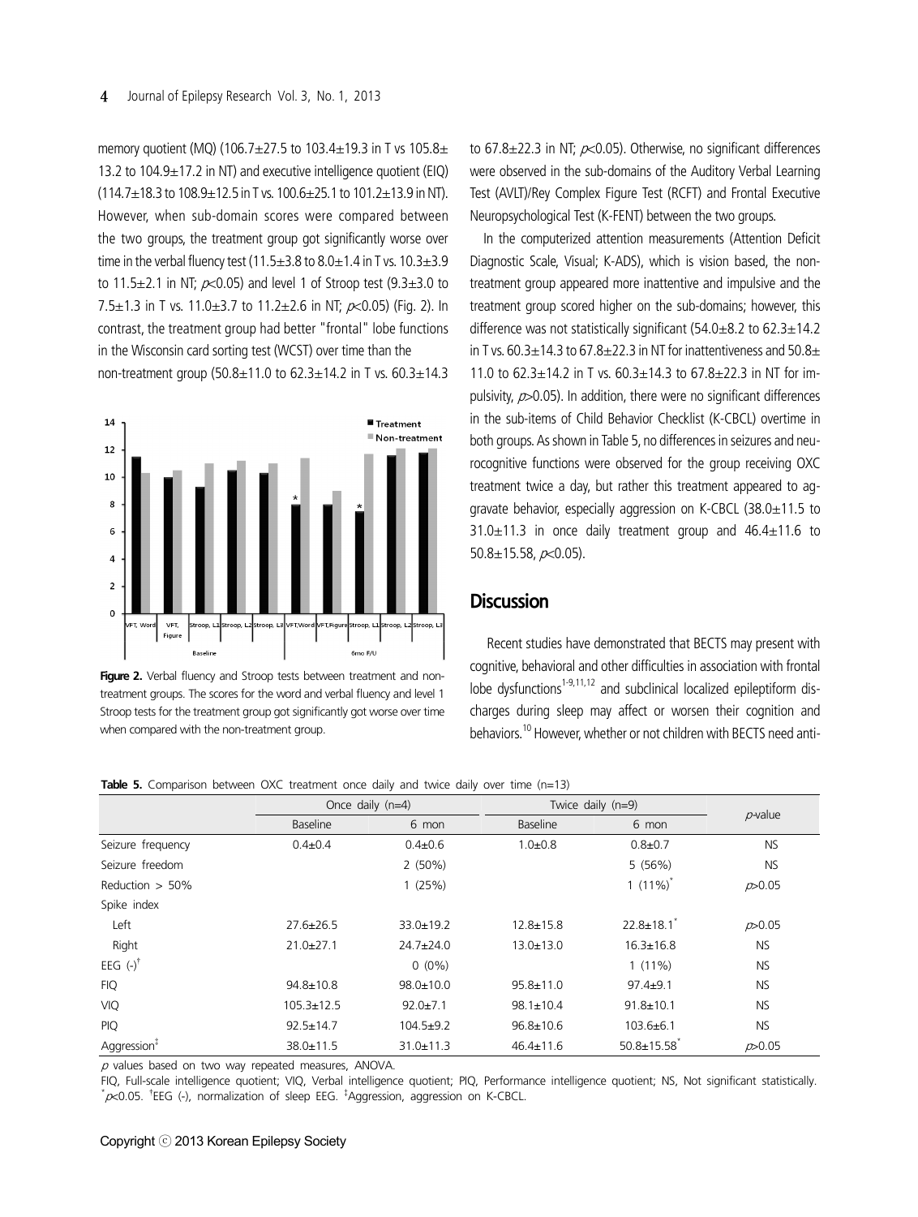memory quotient (MQ) (106.7±27.5 to 103.4±19.3 in T vs 105.8± 13.2 to 104.9±17.2 in NT) and executive intelligence quotient (EIQ) (114.7±18.3 to 108.9±12.5 in T vs. 100.6±25.1 to 101.2±13.9 in NT). However, when sub-domain scores were compared between the two groups, the treatment group got significantly worse over time in the verbal fluency test (11.5±3.8 to 8.0±1.4 in T vs. 10.3±3.9 to 11.5±2.1 in NT; $p<0.05$) and level 1 of Stroop test (9.3±3.0 to 7.5±1.3 in T vs. 11.0±3.7 to 11.2±2.6 in NT; $p<0.05$) (Fig. 2). In contrast, the treatment group had better "frontal" lobe functions in the Wisconsin card sorting test (WCST) over time than the non-treatment group (50.8±11.0 to 62.3±14.2 in T vs. 60.3±14.3 to 67.8±22.3 in NT; $p<0.05$). Otherwise, no significant differences were observed in the sub-domains of the Auditory Verbal Learning Test (AVLT)/Rey Complex Figure Test (RCFT) and Frontal Executive Neuropsychological Test (K-FENT) between the two groups.

**Figure 2.** Verbal fluency and Stroop tests between treatment and non-treatment groups. The scores for the word and verbal fluency and level 1 Stroop tests for the treatment group got significantly got worse over time when compared with the non-treatment group.

In the computerized attention measurements (Attention Deficit Diagnostic Scale, Visual; K-ADS), which is vision based, the non-treatment group appeared more inattentive and impulsive and the treatment group scored higher on the sub-domains; however, this difference was not statistically significant (54.0±8.2 to 62.3±14.2 in T vs. 60.3±14.3 to 67.8±22.3 in NT for inattentiveness and 50.8± 11.0 to 62.3±14.2 in T vs. 60.3±14.3 to 67.8±22.3 in NT for impulsivity, $p>0.05$). In addition, there were no significant differences in the sub-items of Child Behavior Checklist (K-CBCL) overtime in both groups. As shown in Table 5, no differences in seizures and neurocognitive functions were observed for the group receiving OXC treatment twice a day, but rather this treatment appeared to aggravate behavior, especially aggression on K-CBCL (38.0±11.5 to 31.0±11.3 in once daily treatment group and 46.4±11.6 to 50.8±15.58, $p<0.05$).

## Discussion

Recent studies have demonstrated that BECTS may present with cognitive, behavioral and other difficulties in association with frontal lobe dysfunctions[1-9,11,12] and subclinical localized epileptiform discharges during sleep may affect or worsen their cognition and behaviors.[10] However, whether or not children with BECTS need anti-

**Table 5.** Comparison between OXC treatment once daily and twice daily over time (n=13)

| | Once daily (n=4) | | Twice daily (n=9) | | *p*-value |
|---|---|---|---|---|---|
| | Baseline | 6 mon | Baseline | 6 mon | |
| Seizure frequency | 0.4±0.4 | 0.4±0.6 | 1.0±0.8 | 0.8±0.7 | NS |
| Seizure freedom | | 2 (50%) | | 5 (56%) | NS |
| Reduction > 50% | | 1 (25%) | | 1 (11%)* | $p>0.05$ |
| Spike index | | | | | |
| Left | 27.6±26.5 | 33.0±19.2 | 12.8±15.8 | 22.8±18.1* | $p>0.05$ |
| Right | 21.0±27.1 | 24.7±24.0 | 13.0±13.0 | 16.3±16.8 | NS |
| EEG (-)† | | 0 (0%) | | 1 (11%) | NS |
| FIQ | 94.8±10.8 | 98.0±10.0 | 95.8±11.0 | 97.4±9.1 | NS |
| VIQ | 105.3±12.5 | 92.0±7.1 | 98.1±10.4 | 91.8±10.1 | NS |
| PIQ | 92.5±14.7 | 104.5±9.2 | 96.8±10.6 | 103.6±6.1 | NS |
| Aggression‡ | 38.0±11.5 | 31.0±11.3 | 46.4±11.6 | 50.8±15.58* | $p>0.05$ |

*p* values based on two way repeated measures, ANOVA.

FIQ, Full-scale intelligence quotient; VIQ, Verbal intelligence quotient; PIQ, Performance intelligence quotient; NS, Not significant statistically. *$p<0.05$. †EEG (-), normalization of sleep EEG. ‡Aggression, aggression on K-CBCL.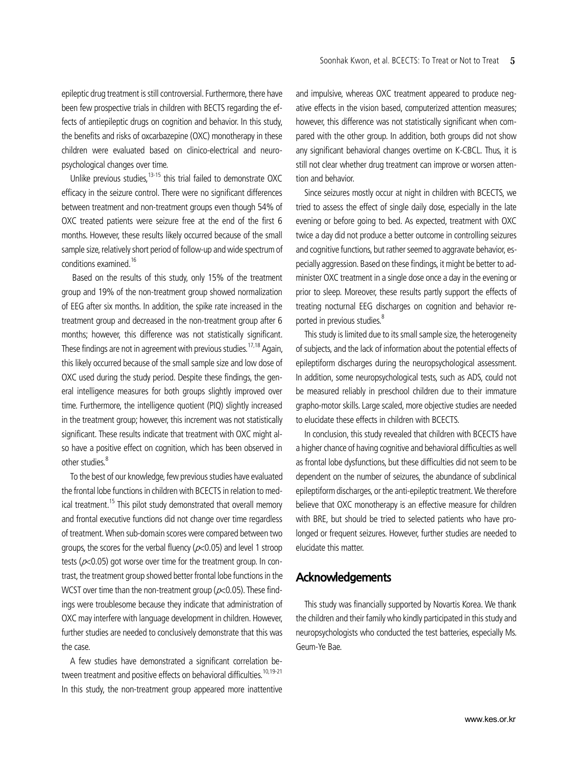epileptic drug treatment is still controversial. Furthermore, there have been few prospective trials in children with BECTS regarding the effects of antiepileptic drugs on cognition and behavior. In this study, the benefits and risks of oxcarbazepine (OXC) monotherapy in these children were evaluated based on clinico-electrical and neuropsychological changes over time.

Unlike previous studies,[13-15] this trial failed to demonstrate OXC efficacy in the seizure control. There were no significant differences between treatment and non-treatment groups even though 54% of OXC treated patients were seizure free at the end of the first 6 months. However, these results likely occurred because of the small sample size, relatively short period of follow-up and wide spectrum of conditions examined.[16]

Based on the results of this study, only 15% of the treatment group and 19% of the non-treatment group showed normalization of EEG after six months. In addition, the spike rate increased in the treatment group and decreased in the non-treatment group after 6 months; however, this difference was not statistically significant. These findings are not in agreement with previous studies.[17,18] Again, this likely occurred because of the small sample size and low dose of OXC used during the study period. Despite these findings, the general intelligence measures for both groups slightly improved over time. Furthermore, the intelligence quotient (PIQ) slightly increased in the treatment group; however, this increment was not statistically significant. These results indicate that treatment with OXC might also have a positive effect on cognition, which has been observed in other studies.[8]

To the best of our knowledge, few previous studies have evaluated the frontal lobe functions in children with BCECTS in relation to medical treatment.[15] This pilot study demonstrated that overall memory and frontal executive functions did not change over time regardless of treatment. When sub-domain scores were compared between two groups, the scores for the verbal fluency ($p<0.05$) and level 1 stroop tests ($p<0.05$) got worse over time for the treatment group. In contrast, the treatment group showed better frontal lobe functions in the WCST over time than the non-treatment group ($p<0.05$). These findings were troublesome because they indicate that administration of OXC may interfere with language development in children. However, further studies are needed to conclusively demonstrate that this was the case.

A few studies have demonstrated a significant correlation between treatment and positive effects on behavioral difficulties.[10,19-21] In this study, the non-treatment group appeared more inattentive and impulsive, whereas OXC treatment appeared to produce negative effects in the vision based, computerized attention measures; however, this difference was not statistically significant when compared with the other group. In addition, both groups did not show any significant behavioral changes overtime on K-CBCL. Thus, it is still not clear whether drug treatment can improve or worsen attention and behavior.

Since seizures mostly occur at night in children with BCECTS, we tried to assess the effect of single daily dose, especially in the late evening or before going to bed. As expected, treatment with OXC twice a day did not produce a better outcome in controlling seizures and cognitive functions, but rather seemed to aggravate behavior, especially aggression. Based on these findings, it might be better to administer OXC treatment in a single dose once a day in the evening or prior to sleep. Moreover, these results partly support the effects of treating nocturnal EEG discharges on cognition and behavior reported in previous studies.[8]

This study is limited due to its small sample size, the heterogeneity of subjects, and the lack of information about the potential effects of epileptiform discharges during the neuropsychological assessment. In addition, some neuropsychological tests, such as ADS, could not be measured reliably in preschool children due to their immature grapho-motor skills. Large scaled, more objective studies are needed to elucidate these effects in children with BCECTS.

In conclusion, this study revealed that children with BCECTS have a higher chance of having cognitive and behavioral difficulties as well as frontal lobe dysfunctions, but these difficulties did not seem to be dependent on the number of seizures, the abundance of subclinical epileptiform discharges, or the anti-epileptic treatment. We therefore believe that OXC monotherapy is an effective measure for children with BRE, but should be tried to selected patients who have prolonged or frequent seizures. However, further studies are needed to elucidate this matter.

## Acknowledgements

This study was financially supported by Novartis Korea. We thank the children and their family who kindly participated in this study and neuropsychologists who conducted the test batteries, especially Ms. Geum-Ye Bae.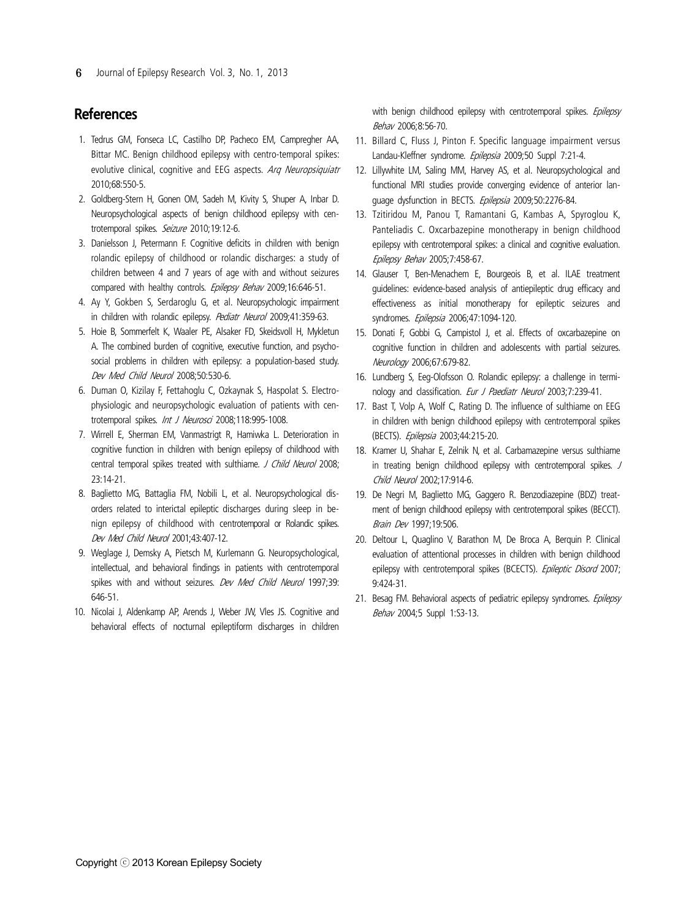## References

1. Tedrus GM, Fonseca LC, Castilho DP, Pacheco EM, Campregher AA, Bittar MC. Benign childhood epilepsy with centro-temporal spikes: evolutive clinical, cognitive and EEG aspects. *Arq Neuropsiquiatr* 2010;68:550-5.
2. Goldberg-Stern H, Gonen OM, Sadeh M, Kivity S, Shuper A, Inbar D. Neuropsychological aspects of benign childhood epilepsy with centrotemporal spikes. *Seizure* 2010;19:12-6.
3. Danielsson J, Petermann F. Cognitive deficits in children with benign rolandic epilepsy of childhood or rolandic discharges: a study of children between 4 and 7 years of age with and without seizures compared with healthy controls. *Epilepsy Behav* 2009;16:646-51.
4. Ay Y, Gokben S, Serdaroglu G, et al. Neuropsychologic impairment in children with rolandic epilepsy. *Pediatr Neurol* 2009;41:359-63.
5. Hoie B, Sommerfelt K, Waaler PE, Alsaker FD, Skeidsvoll H, Mykletun A. The combined burden of cognitive, executive function, and psychosocial problems in children with epilepsy: a population-based study. *Dev Med Child Neurol* 2008;50:530-6.
6. Duman O, Kizilay F, Fettahoglu C, Ozkaynak S, Haspolat S. Electrophysiologic and neuropsychologic evaluation of patients with centrotemporal spikes. *Int J Neurosci* 2008;118:995-1008.
7. Wirrell E, Sherman EM, Vanmastrigt R, Hamiwka L. Deterioration in cognitive function in children with benign epilepsy of childhood with central temporal spikes treated with sulthiame. *J Child Neurol* 2008; 23:14-21.
8. Baglietto MG, Battaglia FM, Nobili L, et al. Neuropsychological disorders related to interictal epileptic discharges during sleep in benign epilepsy of childhood with centrotemporal or Rolandic spikes. *Dev Med Child Neurol* 2001;43:407-12.
9. Weglage J, Demsky A, Pietsch M, Kurlemann G. Neuropsychological, intellectual, and behavioral findings in patients with centrotemporal spikes with and without seizures. *Dev Med Child Neurol* 1997;39: 646-51.
10. Nicolai J, Aldenkamp AP, Arends J, Weber JW, Vles JS. Cognitive and behavioral effects of nocturnal epileptiform discharges in children with benign childhood epilepsy with centrotemporal spikes. *Epilepsy Behav* 2006;8:56-70.
11. Billard C, Fluss J, Pinton F. Specific language impairment versus Landau-Kleffner syndrome. *Epilepsia* 2009;50 Suppl 7:21-4.
12. Lillywhite LM, Saling MM, Harvey AS, et al. Neuropsychological and functional MRI studies provide converging evidence of anterior language dysfunction in BECTS. *Epilepsia* 2009;50:2276-84.
13. Tzitiridou M, Panou T, Ramantani G, Kambas A, Spyroglou K, Panteliadis C. Oxcarbazepine monotherapy in benign childhood epilepsy with centrotemporal spikes: a clinical and cognitive evaluation. *Epilepsy Behav* 2005;7:458-67.
14. Glauser T, Ben-Menachem E, Bourgeois B, et al. ILAE treatment guidelines: evidence-based analysis of antiepileptic drug efficacy and effectiveness as initial monotherapy for epileptic seizures and syndromes. *Epilepsia* 2006;47:1094-120.
15. Donati F, Gobbi G, Campistol J, et al. Effects of oxcarbazepine on cognitive function in children and adolescents with partial seizures. *Neurology* 2006;67:679-82.
16. Lundberg S, Eeg-Olofsson O. Rolandic epilepsy: a challenge in terminology and classification. *Eur J Paediatr Neurol* 2003;7:239-41.
17. Bast T, Volp A, Wolf C, Rating D. The influence of sulthiame on EEG in children with benign childhood epilepsy with centrotemporal spikes (BECTS). *Epilepsia* 2003;44:215-20.
18. Kramer U, Shahar E, Zelnik N, et al. Carbamazepine versus sulthiame in treating benign childhood epilepsy with centrotemporal spikes. *J Child Neurol* 2002;17:914-6.
19. De Negri M, Baglietto MG, Gaggero R. Benzodiazepine (BDZ) treatment of benign childhood epilepsy with centrotemporal spikes (BECCT). *Brain Dev* 1997;19:506.
20. Deltour L, Quaglino V, Barathon M, De Broca A, Berquin P. Clinical evaluation of attentional processes in children with benign childhood epilepsy with centrotemporal spikes (BCECTS). *Epileptic Disord* 2007; 9:424-31.
21. Besag FM. Behavioral aspects of pediatric epilepsy syndromes. *Epilepsy Behav* 2004;5 Suppl 1:S3-13.

Copyright ⓒ 2013 Korean Epilepsy Society